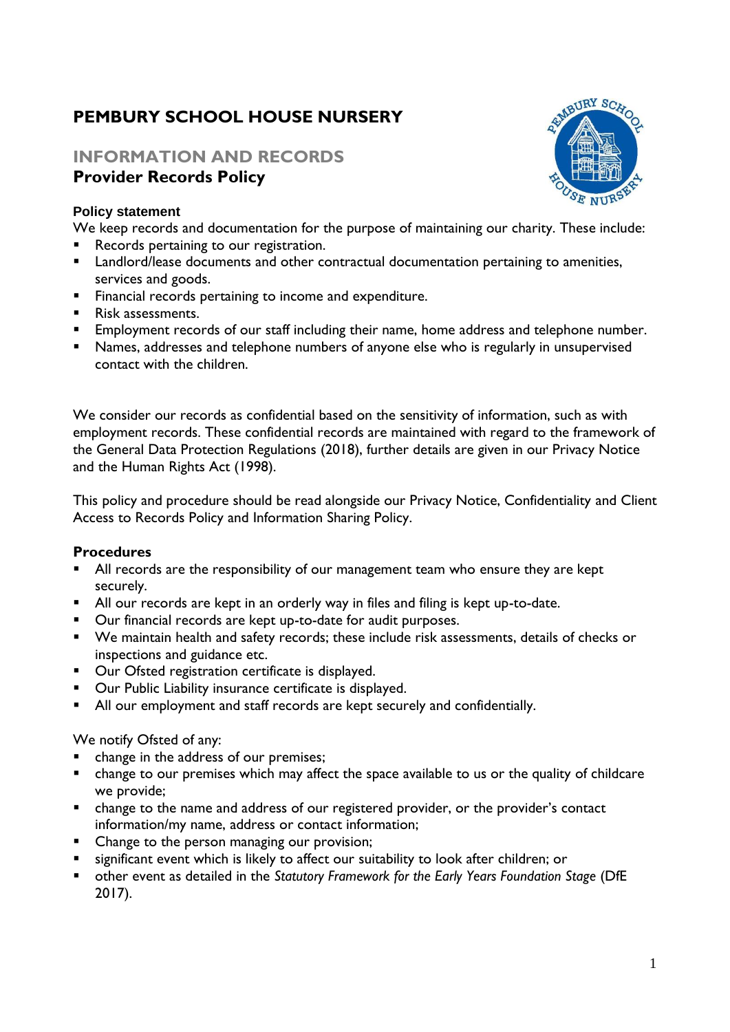# PEMBURY SCHOOL HOUSE NURSERY

## INFORMATION AND RECORDS

## Provider Records Policy

### Policy statement

We keep records and documentation for the purpose of maintaining our charity. These include:

- Records pertaining to our registration.
- Landlord/lease documents and other contractual documentation pertaining to amenities, services and goods.
- Financial records pertaining to income and expenditure.
- Risk assessments.
- Employment records of our staff including their name, home address and telephone number.
- Names, addresses and telephone numbers of anyone else who is regularly in unsupervised contact with the children.

We consider our records as confidential based on the sensitivity of information, such as with employment records. These confidential records are maintained with regard to the framework of the General Data Protection Regulations (2018), further details are given in our Privacy Notice and the Human Rights Act (1998).

This policy and procedure should be read alongside our Privacy Notice, Confidentiality and Client Access to Records Policy and Information Sharing Policy.

### Procedures

- All records are the responsibility of our management team who ensure they are kept securely.
- All our records are kept in an orderly way in files and filing is kept up-to-date.
- Our financial records are kept up-to-date for audit purposes.
- We maintain health and safety records; these include risk assessments, details of checks or inspections and guidance etc.
- Our Ofsted registration certificate is displayed.
- Our Public Liability insurance certificate is displayed.
- All our employment and staff records are kept securely and confidentially.

We notify Ofsted of any:

- change in the address of our premises;
- change to our premises which may affect the space available to us or the quality of childcare we provide;
- change to the name and address of our registered provider, or the provider's contact information/my name, address or contact information;
- Change to the person managing our provision;
- significant event which is likely to affect our suitability to look after children; or
- other event as detailed in the *Statutory Framework for the Early Years Foundation Stage* (DfE 2017).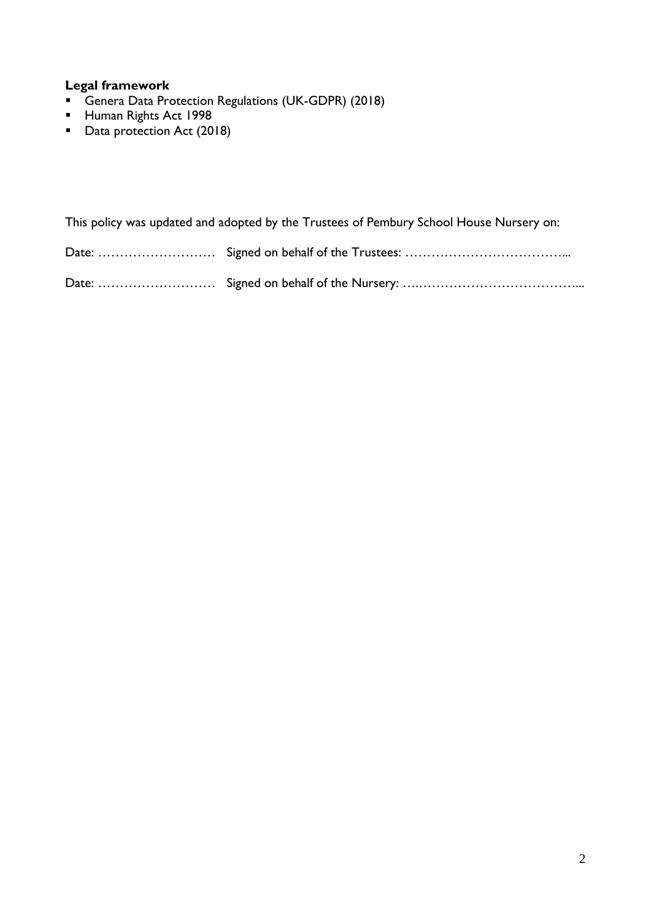**Legal framework**

- Genera Data Protection Regulations (UK-GDPR) (2018)
- Human Rights Act 1998
- Data protection Act (2018)

This policy was updated and adopted by the Trustees of Pembury School House Nursery on:

Date: ……………………… Signed on behalf of the Trustees: ………………………………...

Date: ……………………… Signed on behalf of the Nursery: ….……………………………...